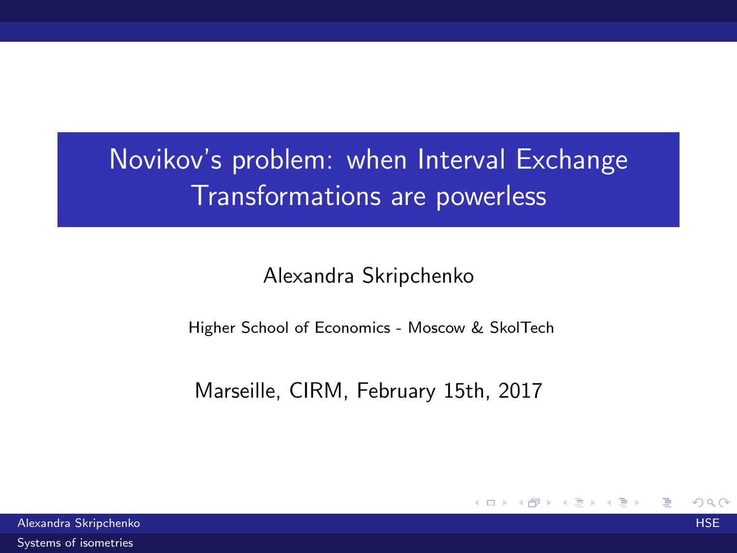# Novikov's problem: when Interval Exchange Transformations are powerless

Alexandra Skripchenko

Higher School of Economics - Moscow & SkolTech

Marseille, CIRM, February 15th, 2017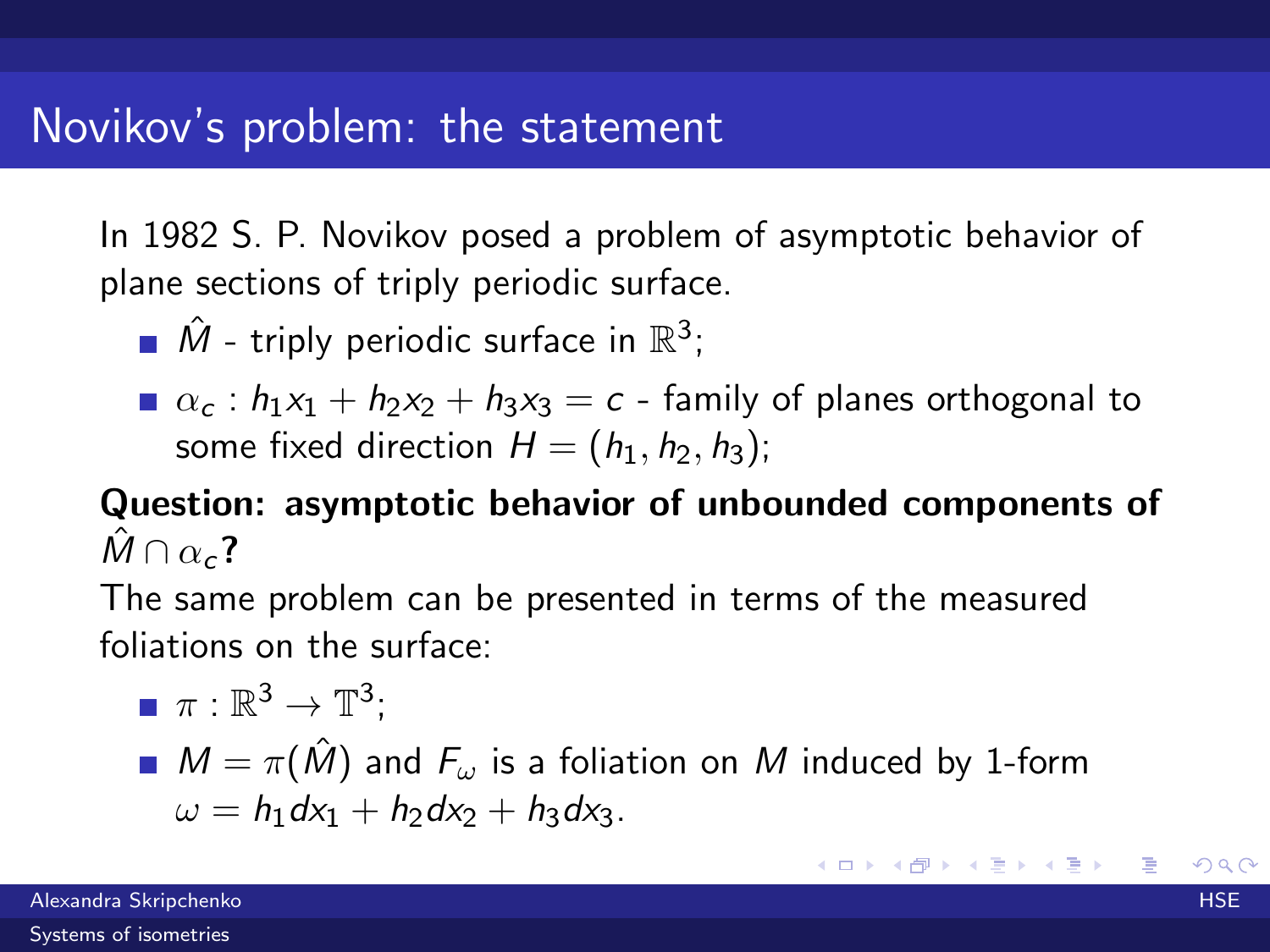# Novikov's problem: the statement

In 1982 S. P. Novikov posed a problem of asymptotic behavior of plane sections of triply periodic surface.

- $\hat{M}$ - triply periodic surface in $\mathbb{R}^3$;
- $\alpha_c : h_1 x_1 + h_2 x_2 + h_3 x_3 = c$ - family of planes orthogonal to some fixed direction $H = (h_1, h_2, h_3)$;

**Question: asymptotic behavior of unbounded components of $\hat{M} \cap \alpha_c$?**

The same problem can be presented in terms of the measured foliations on the surface:

- $\pi : \mathbb{R}^3 \to \mathbb{T}^3$;
- $M = \pi(\hat{M})$ and $F_\omega$ is a foliation on $M$ induced by 1-form $\omega = h_1 dx_1 + h_2 dx_2 + h_3 dx_3$.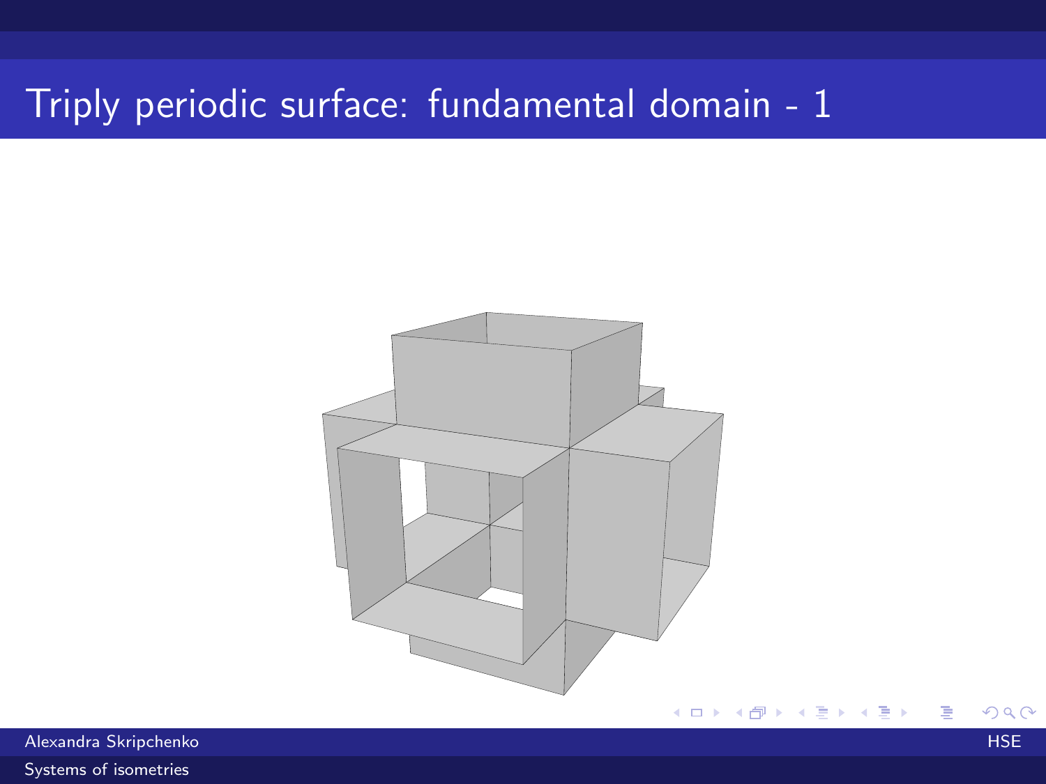# Triply periodic surface: fundamental domain - 1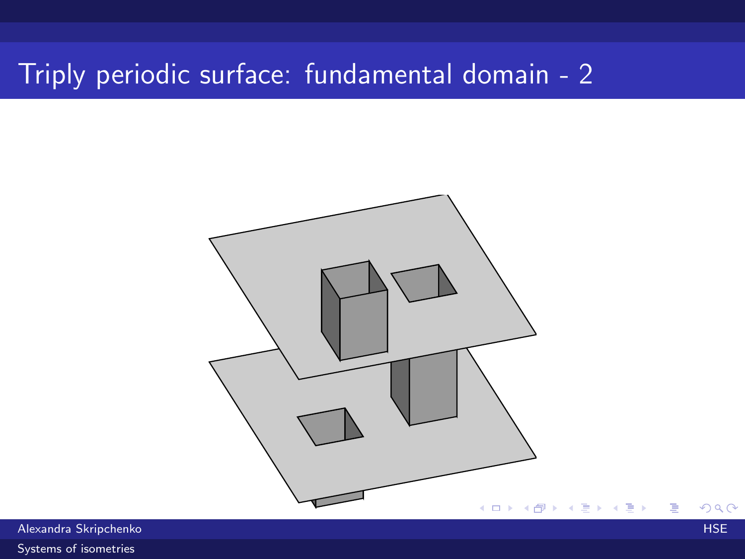# Triply periodic surface: fundamental domain - 2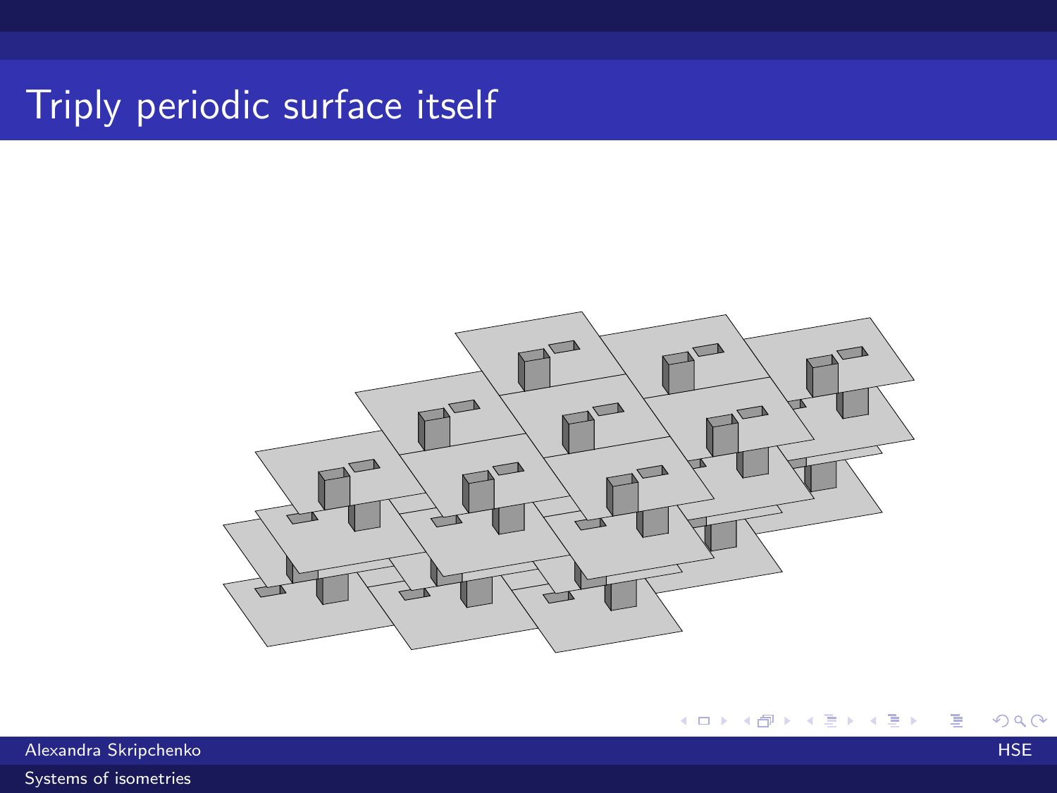# Triply periodic surface itself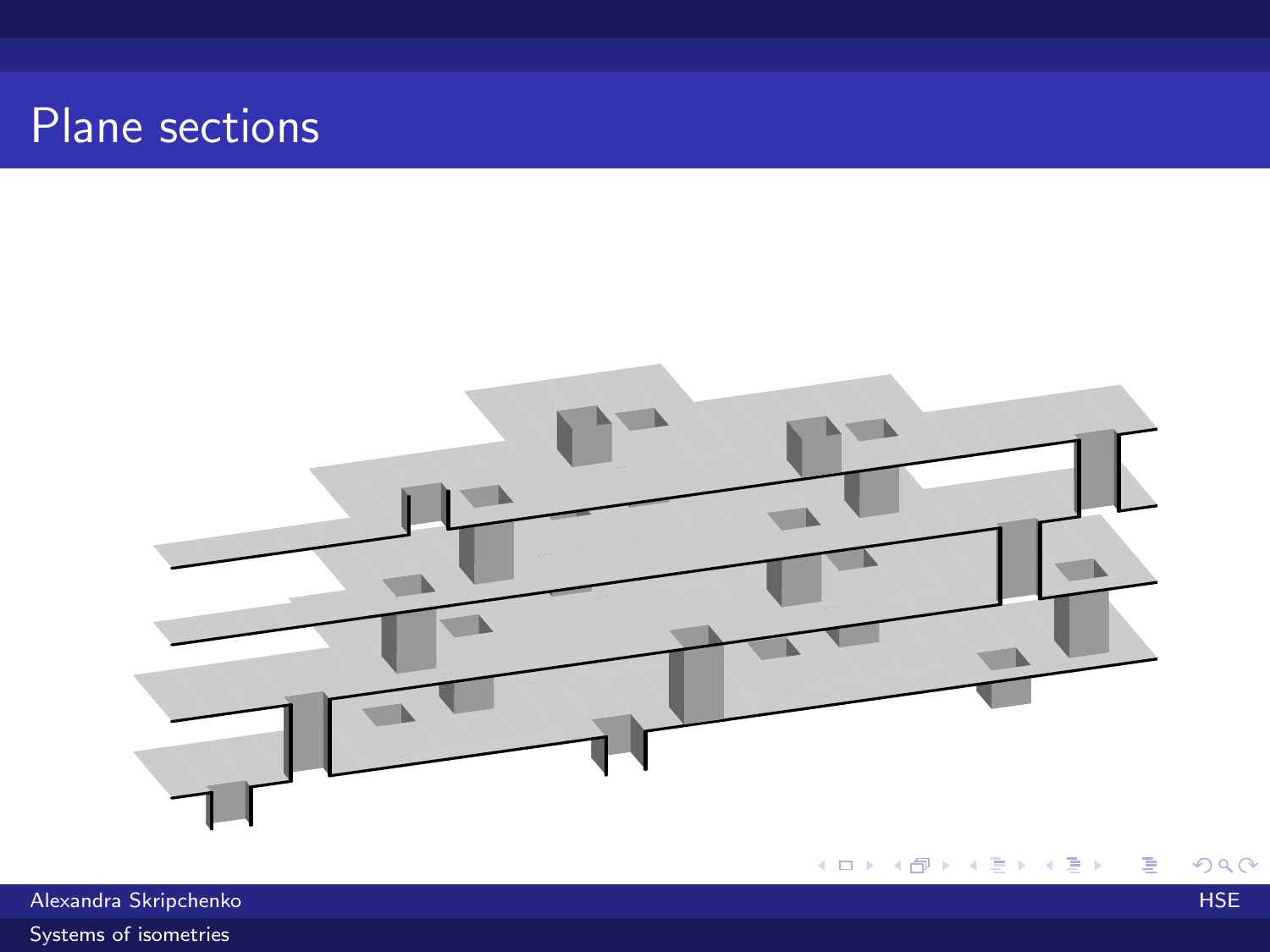# Plane sections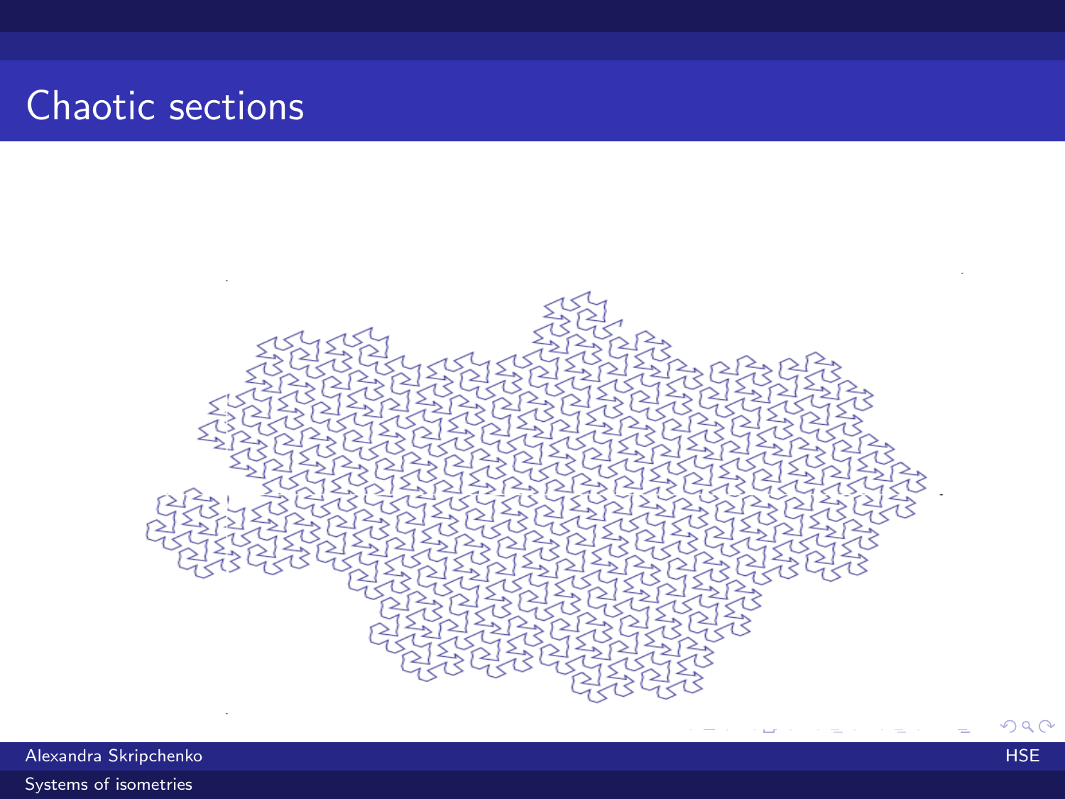# Chaotic sections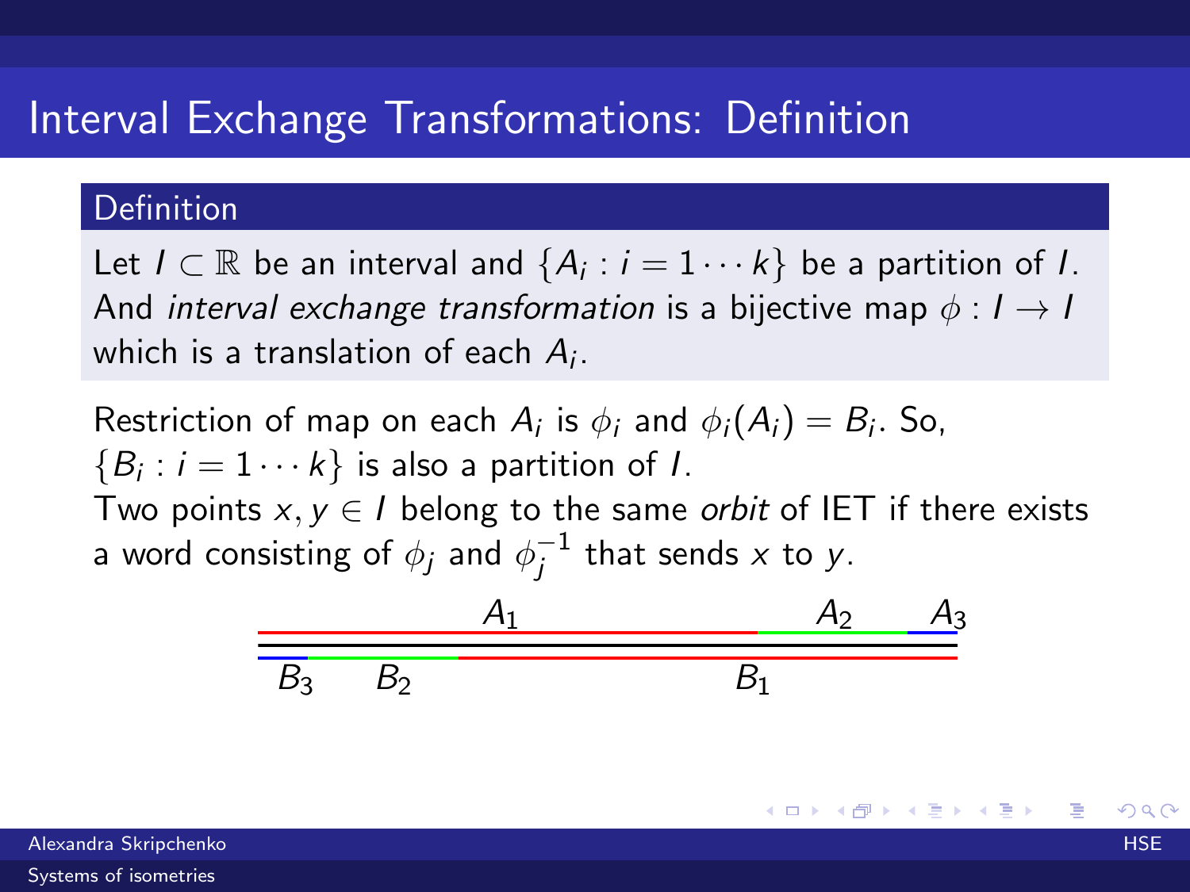# Interval Exchange Transformations: Definition

**Definition**

Let $I \subset \mathbb{R}$ be an interval and $\{A_i : i = 1 \cdots k\}$ be a partition of $I$. And *interval exchange transformation* is a bijective map $\phi : I \to I$ which is a translation of each $A_i$.

Restriction of map on each $A_i$ is $\phi_i$ and $\phi_i(A_i) = B_i$. So, $\{B_i : i = 1 \cdots k\}$ is also a partition of $I$.

Two points $x, y \in I$ belong to the same *orbit* of IET if there exists a word consisting of $\phi_j$ and $\phi_j^{-1}$ that sends $x$ to $y$.

$A_1$ $A_2$ $A_3$

$B_3$ $B_2$ $B_1$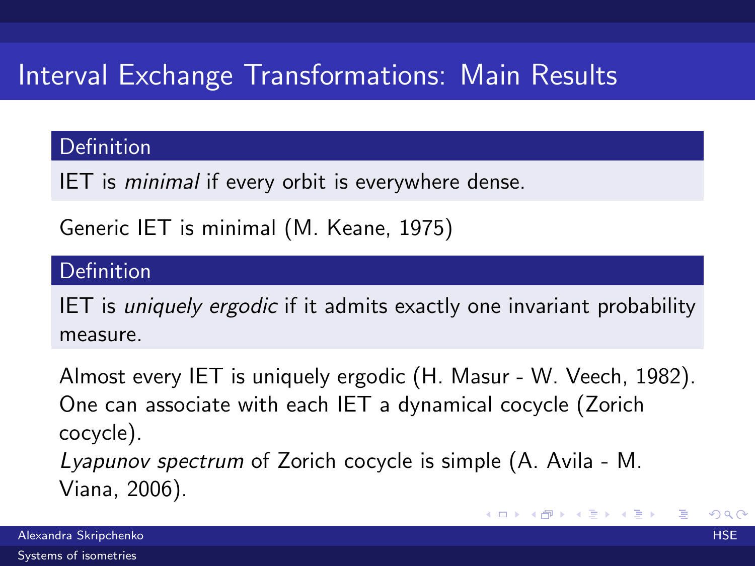# Interval Exchange Transformations: Main Results

**Definition**

IET is *minimal* if every orbit is everywhere dense.

Generic IET is minimal (M. Keane, 1975)

**Definition**

IET is *uniquely ergodic* if it admits exactly one invariant probability measure.

Almost every IET is uniquely ergodic (H. Masur - W. Veech, 1982).
One can associate with each IET a dynamical cocycle (Zorich cocycle).
*Lyapunov spectrum* of Zorich cocycle is simple (A. Avila - M. Viana, 2006).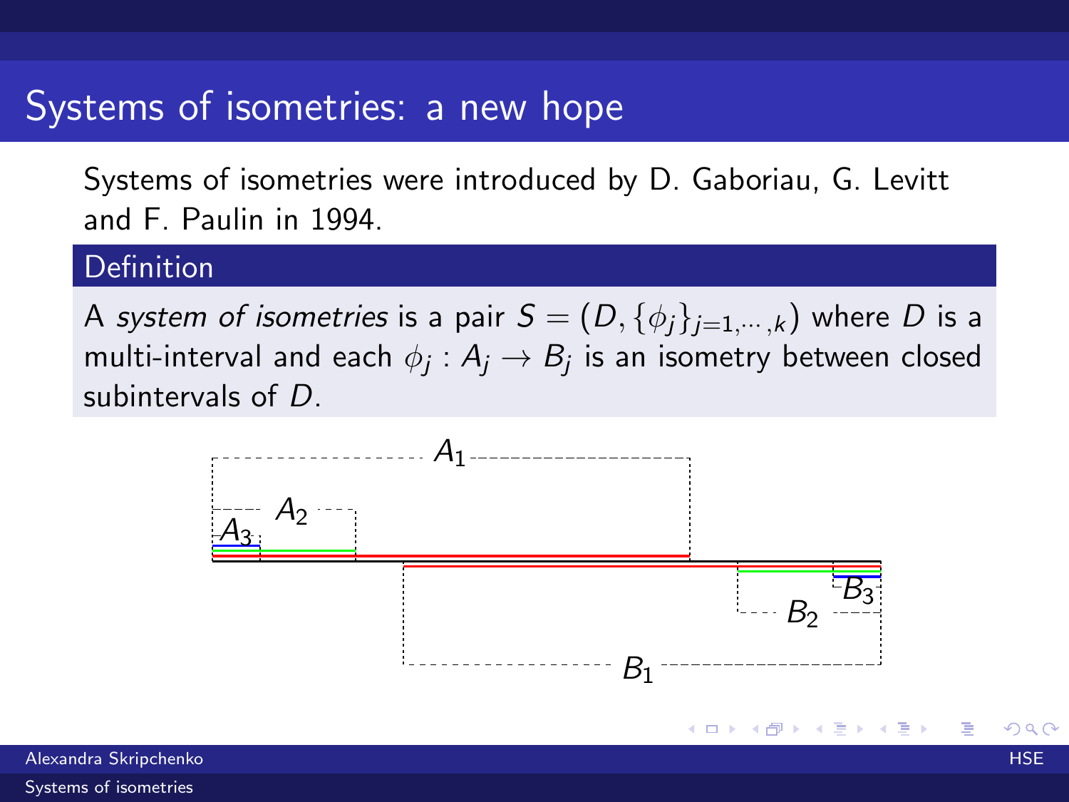# Systems of isometries: a new hope

Systems of isometries were introduced by D. Gaboriau, G. Levitt and F. Paulin in 1994.

**Definition**

A *system of isometries* is a pair $S = (D, \{\phi_j\}_{j=1,\cdots,k})$ where $D$ is a multi-interval and each $\phi_j : A_j \to B_j$ is an isometry between closed subintervals of $D$.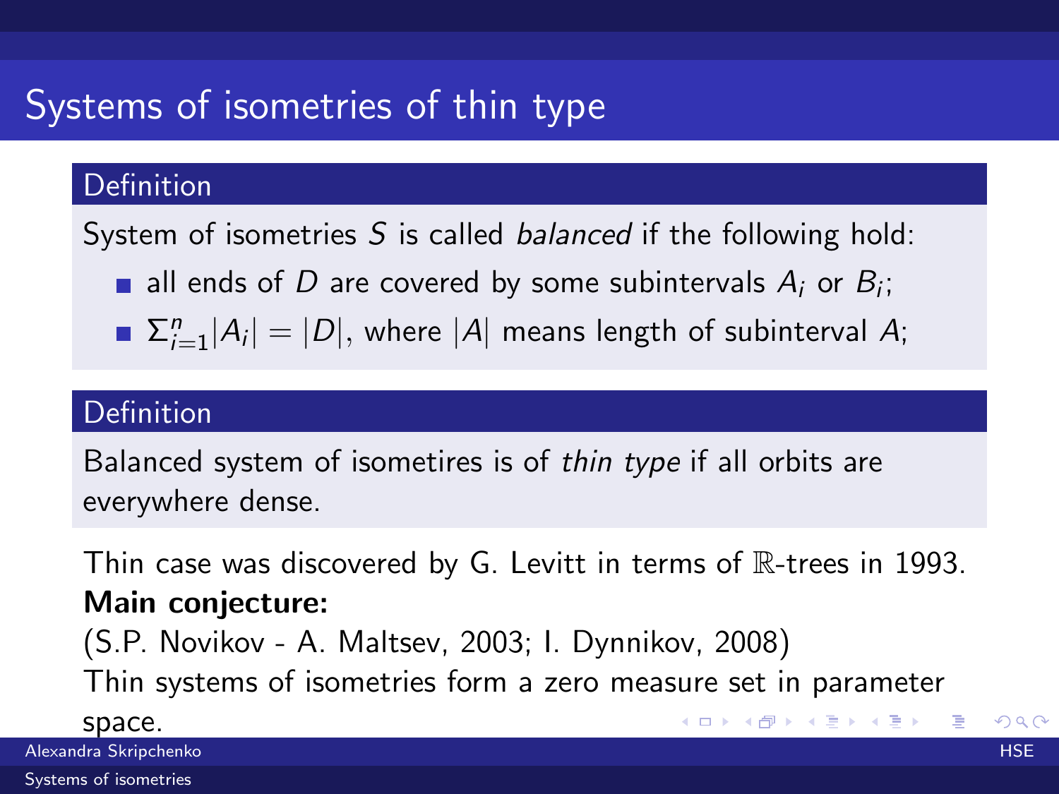# Systems of isometries of thin type

**Definition**

System of isometries $S$ is called *balanced* if the following hold:

- all ends of $D$ are covered by some subintervals $A_i$ or $B_i$;
- $\Sigma_{i=1}^{n}|A_i| = |D|$, where $|A|$ means length of subinterval $A$;

**Definition**

Balanced system of isometires is of *thin type* if all orbits are everywhere dense.

Thin case was discovered by G. Levitt in terms of $\mathbb{R}$-trees in 1993.
**Main conjecture:**
(S.P. Novikov - A. Maltsev, 2003; I. Dynnikov, 2008)
Thin systems of isometries form a zero measure set in parameter space.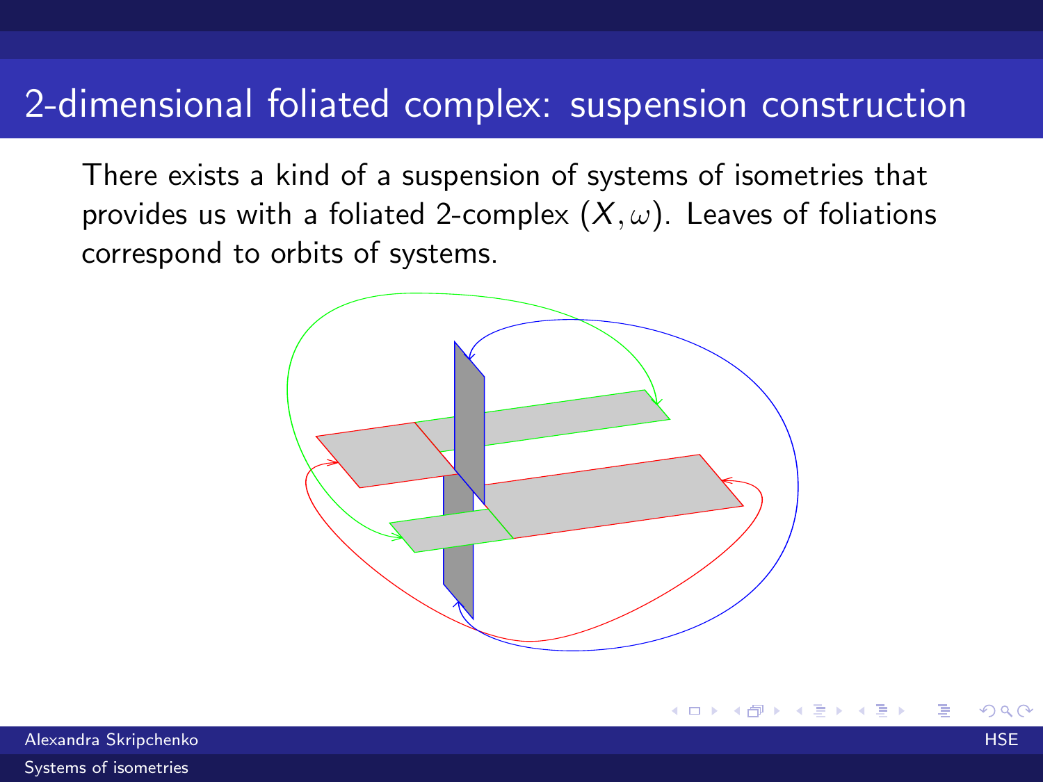# 2-dimensional foliated complex: suspension construction

There exists a kind of a suspension of systems of isometries that provides us with a foliated 2-complex $(X, \omega)$. Leaves of foliations correspond to orbits of systems.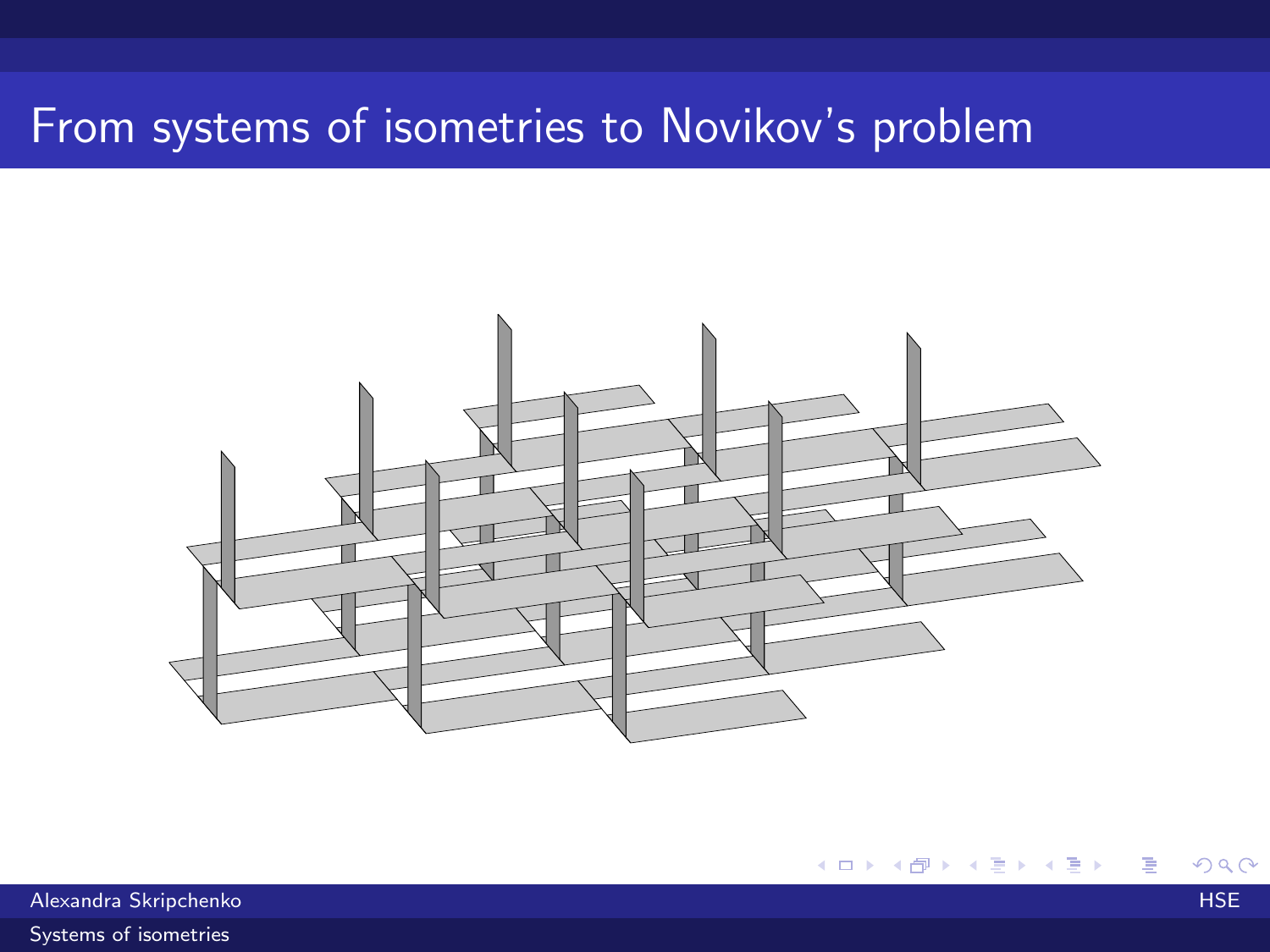# From systems of isometries to Novikov's problem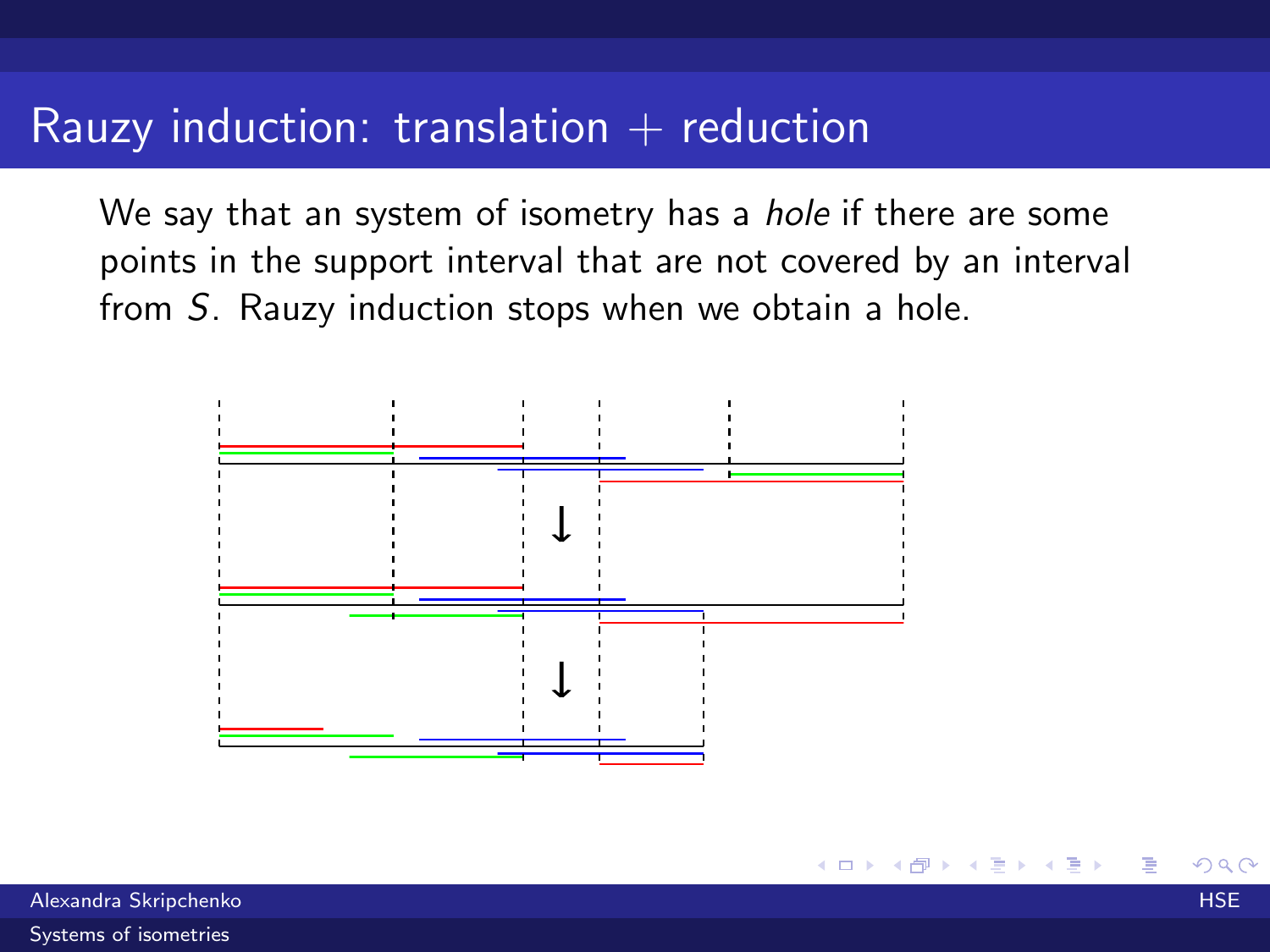# Rauzy induction: translation + reduction

We say that an system of isometry has a *hole* if there are some points in the support interval that are not covered by an interval from $S$. Rauzy induction stops when we obtain a hole.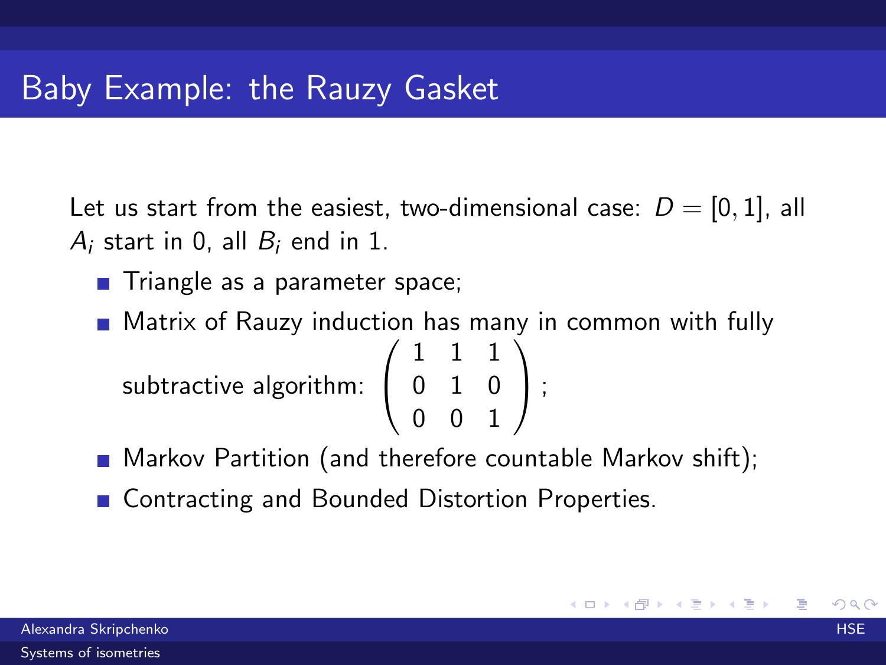# Baby Example: the Rauzy Gasket

Let us start from the easiest, two-dimensional case: $D = [0, 1]$, all $A_i$ start in 0, all $B_i$ end in 1.

- Triangle as a parameter space;
- Matrix of Rauzy induction has many in common with fully subtractive algorithm: $\begin{pmatrix} 1 & 1 & 1 \\ 0 & 1 & 0 \\ 0 & 0 & 1 \end{pmatrix}$;
- Markov Partition (and therefore countable Markov shift);
- Contracting and Bounded Distortion Properties.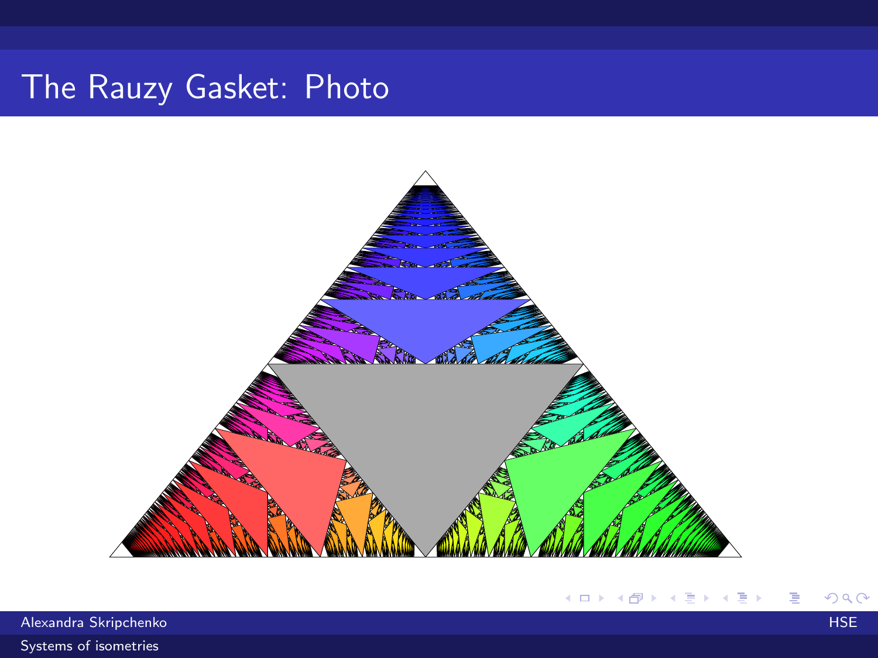# The Rauzy Gasket: Photo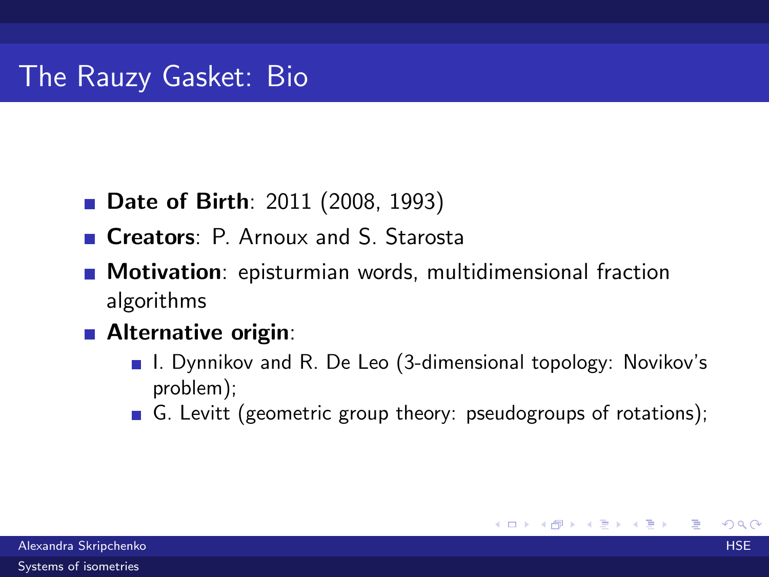# The Rauzy Gasket: Bio

- **Date of Birth**: 2011 (2008, 1993)
- **Creators**: P. Arnoux and S. Starosta
- **Motivation**: episturmian words, multidimensional fraction algorithms
- **Alternative origin**:
  - I. Dynnikov and R. De Leo (3-dimensional topology: Novikov's problem);
  - G. Levitt (geometric group theory: pseudogroups of rotations);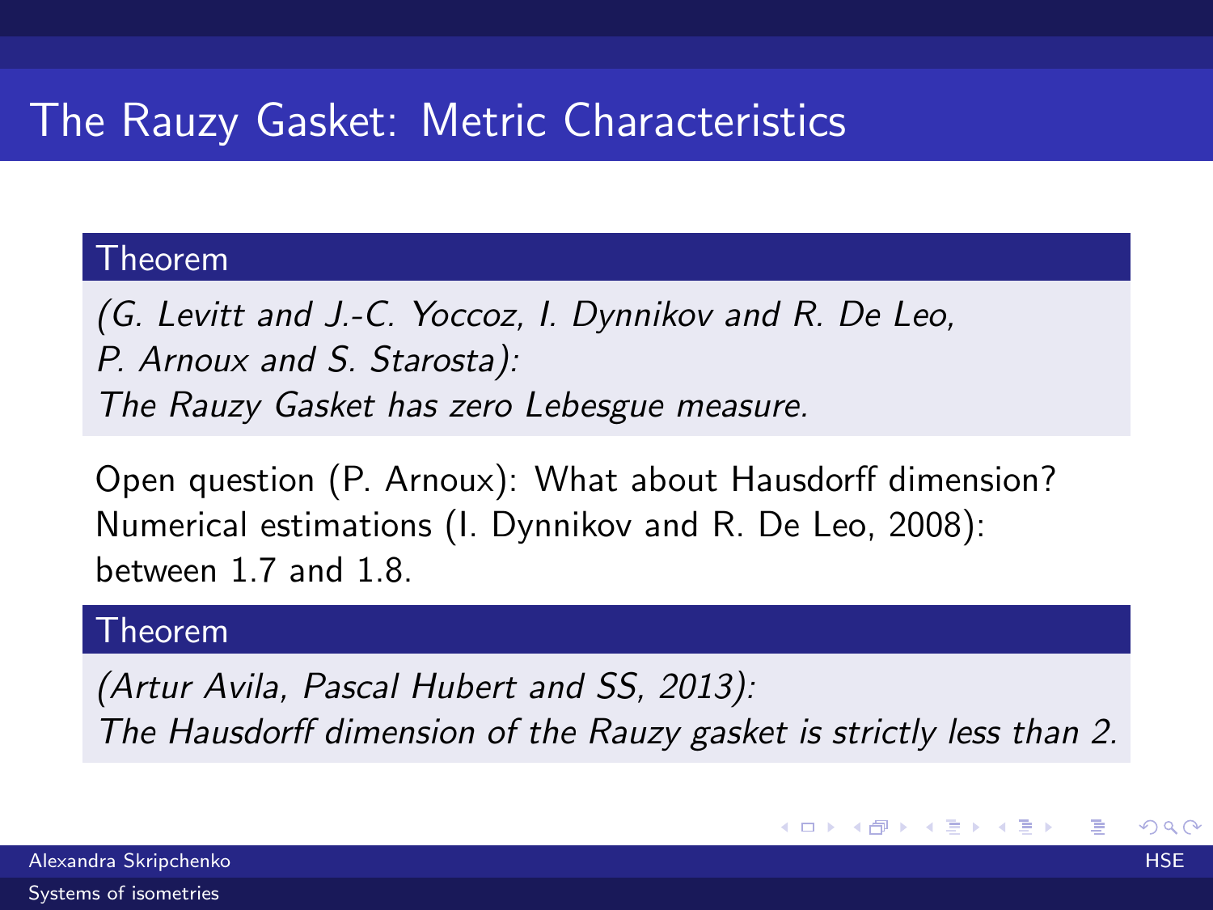# The Rauzy Gasket: Metric Characteristics

**Theorem**

*(G. Levitt and J.-C. Yoccoz, I. Dynnikov and R. De Leo, P. Arnoux and S. Starosta): The Rauzy Gasket has zero Lebesgue measure.*

Open question (P. Arnoux): What about Hausdorff dimension?
Numerical estimations (I. Dynnikov and R. De Leo, 2008): between 1.7 and 1.8.

**Theorem**

*(Artur Avila, Pascal Hubert and SS, 2013): The Hausdorff dimension of the Rauzy gasket is strictly less than 2.*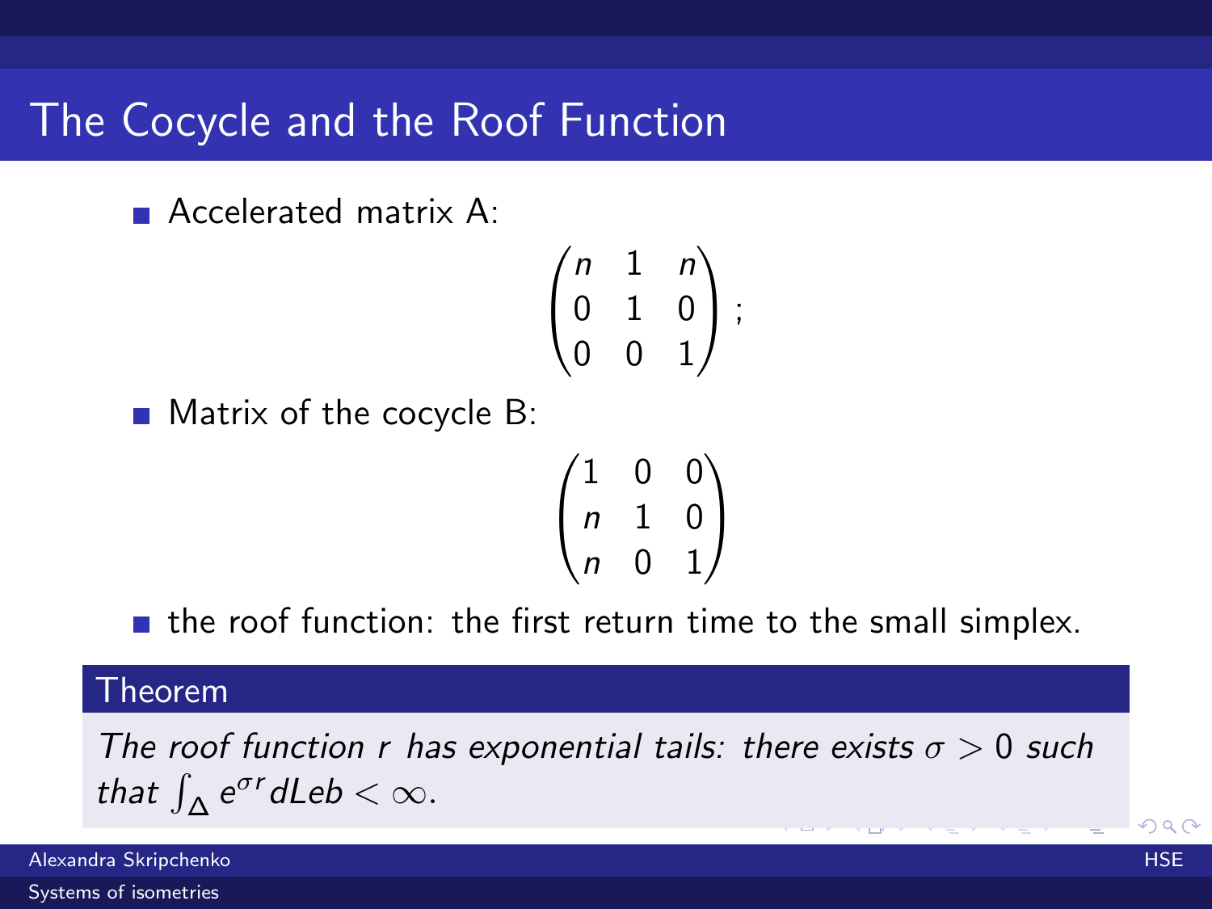# The Cocycle and the Roof Function

- Accelerated matrix A:

$$\begin{pmatrix} n & 1 & n \\ 0 & 1 & 0 \\ 0 & 0 & 1 \end{pmatrix};$$

- Matrix of the cocycle B:

$$\begin{pmatrix} 1 & 0 & 0 \\ n & 1 & 0 \\ n & 0 & 1 \end{pmatrix}$$

- the roof function: the first return time to the small simplex.

**Theorem**

*The roof function $r$ has exponential tails: there exists $\sigma > 0$ such that $\int_\Delta e^{\sigma r} dLeb < \infty$.*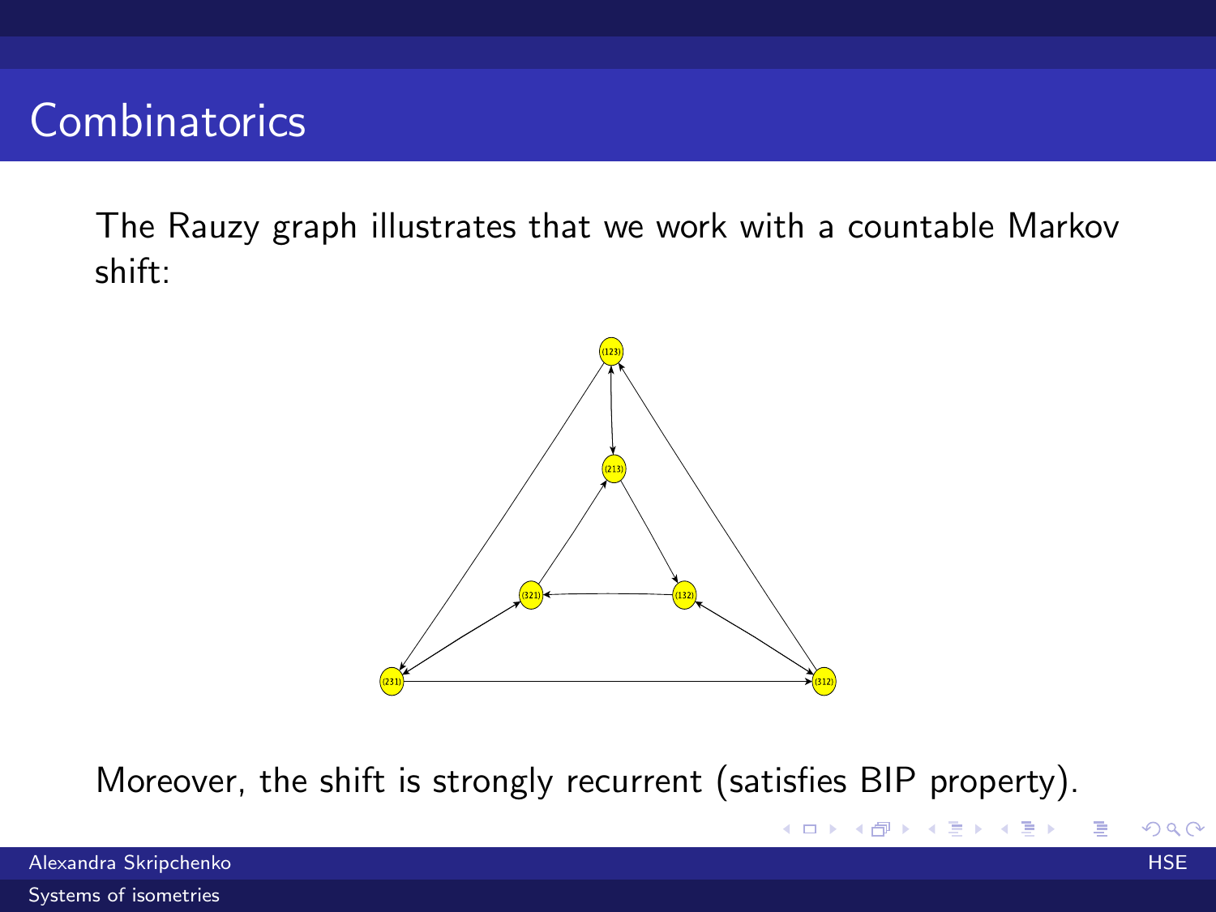# Combinatorics

The Rauzy graph illustrates that we work with a countable Markov shift:

Moreover, the shift is strongly recurrent (satisfies BIP property).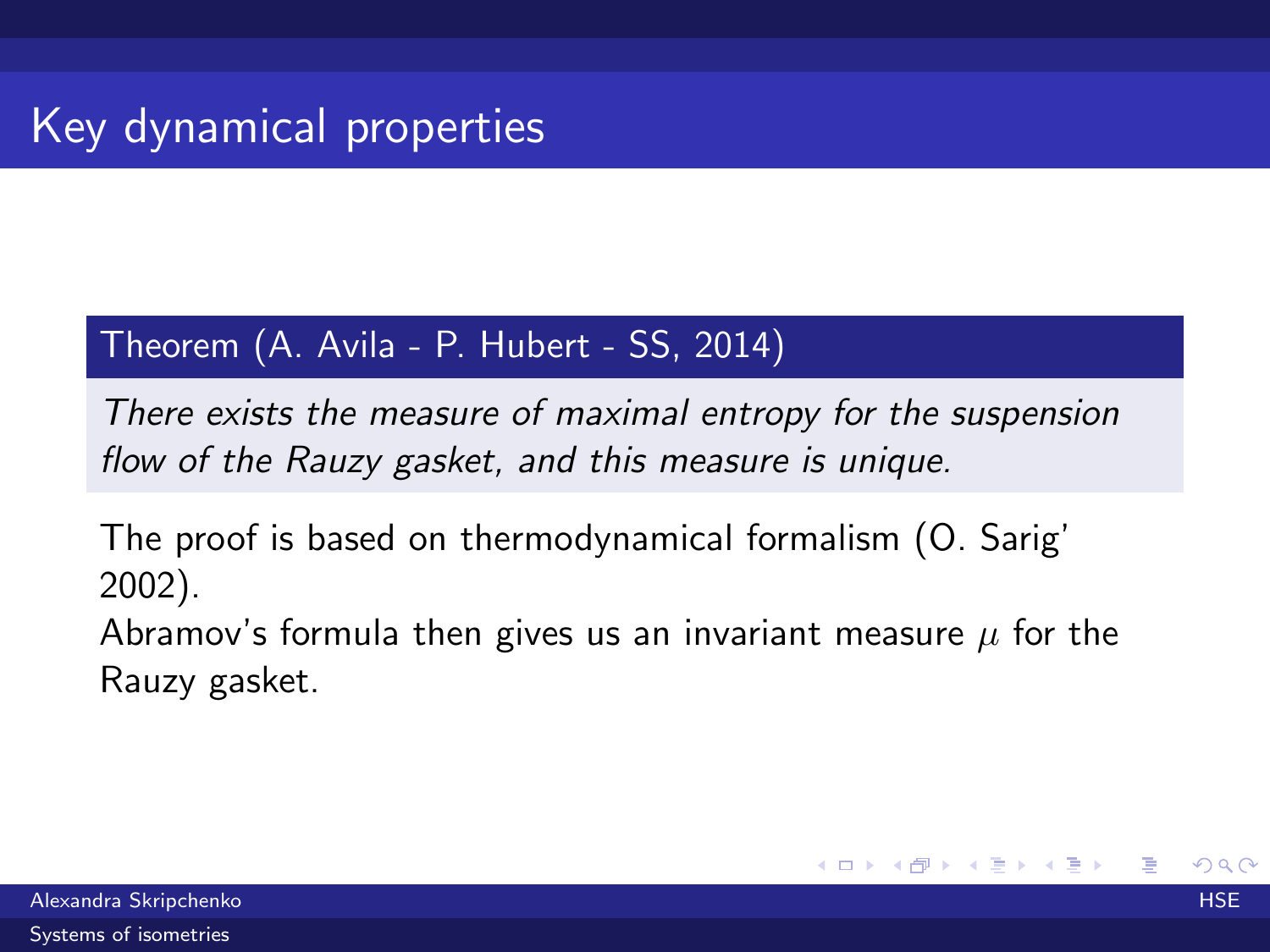# Key dynamical properties

**Theorem (A. Avila - P. Hubert - SS, 2014)**

*There exists the measure of maximal entropy for the suspension flow of the Rauzy gasket, and this measure is unique.*

The proof is based on thermodynamical formalism (O. Sarig' 2002).
Abramov's formula then gives us an invariant measure $\mu$ for the Rauzy gasket.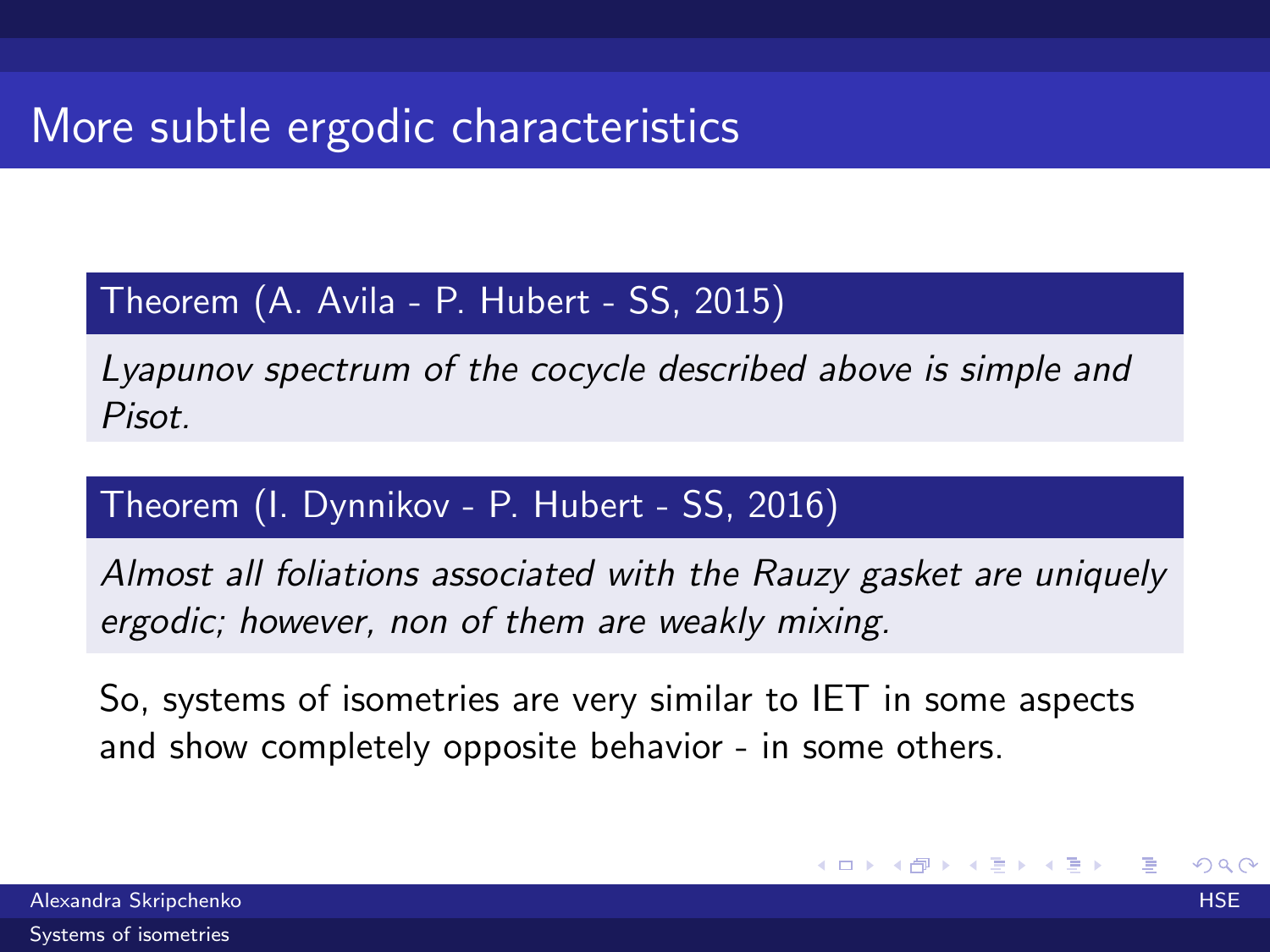# More subtle ergodic characteristics

**Theorem (A. Avila - P. Hubert - SS, 2015)**

*Lyapunov spectrum of the cocycle described above is simple and Pisot.*

**Theorem (I. Dynnikov - P. Hubert - SS, 2016)**

*Almost all foliations associated with the Rauzy gasket are uniquely ergodic; however, non of them are weakly mixing.*

So, systems of isometries are very similar to IET in some aspects and show completely opposite behavior - in some others.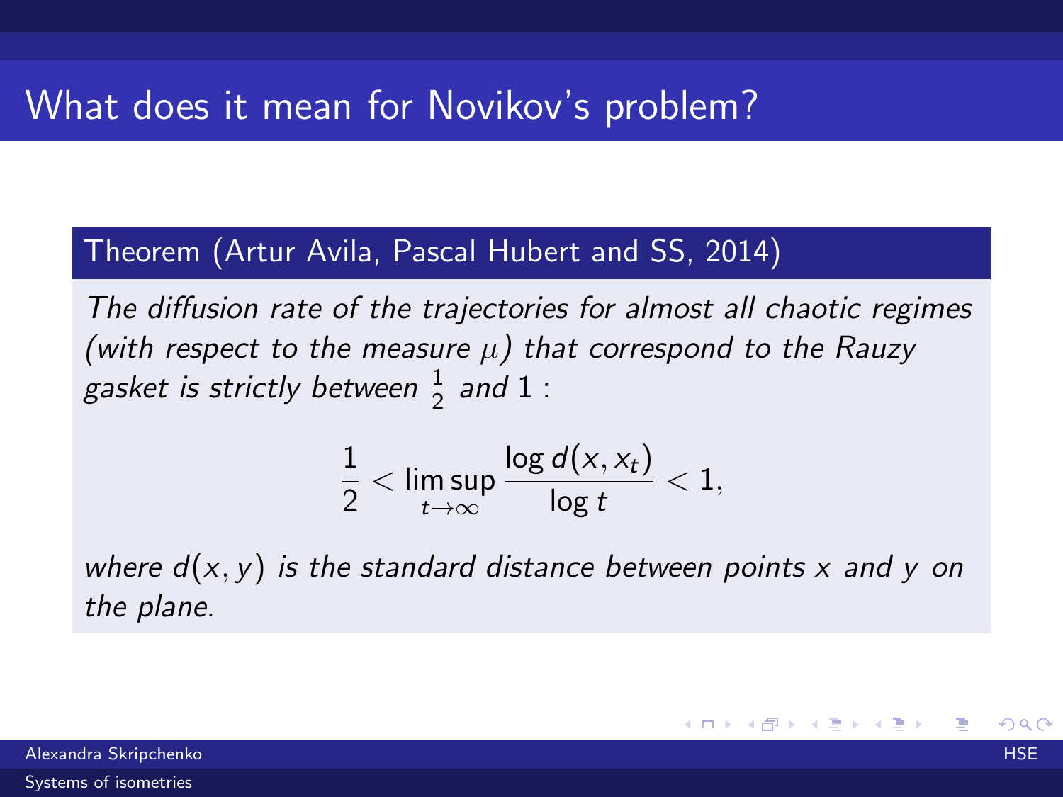# What does it mean for Novikov's problem?

**Theorem (Artur Avila, Pascal Hubert and SS, 2014)**

*The diffusion rate of the trajectories for almost all chaotic regimes (with respect to the measure $\mu$) that correspond to the Rauzy gasket is strictly between $\frac{1}{2}$ and $1$ :*

$$\frac{1}{2} < \limsup_{t\to\infty} \frac{\log d(x, x_t)}{\log t} < 1,$$

*where $d(x, y)$ is the standard distance between points $x$ and $y$ on the plane.*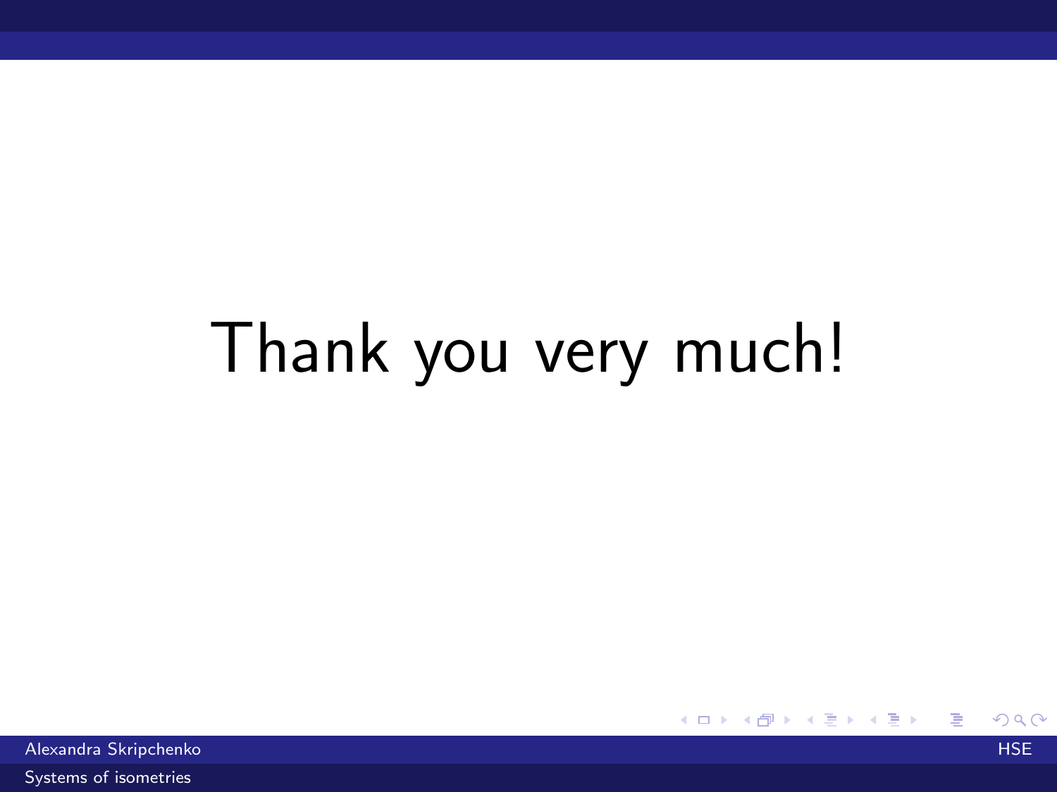# Thank you very much!